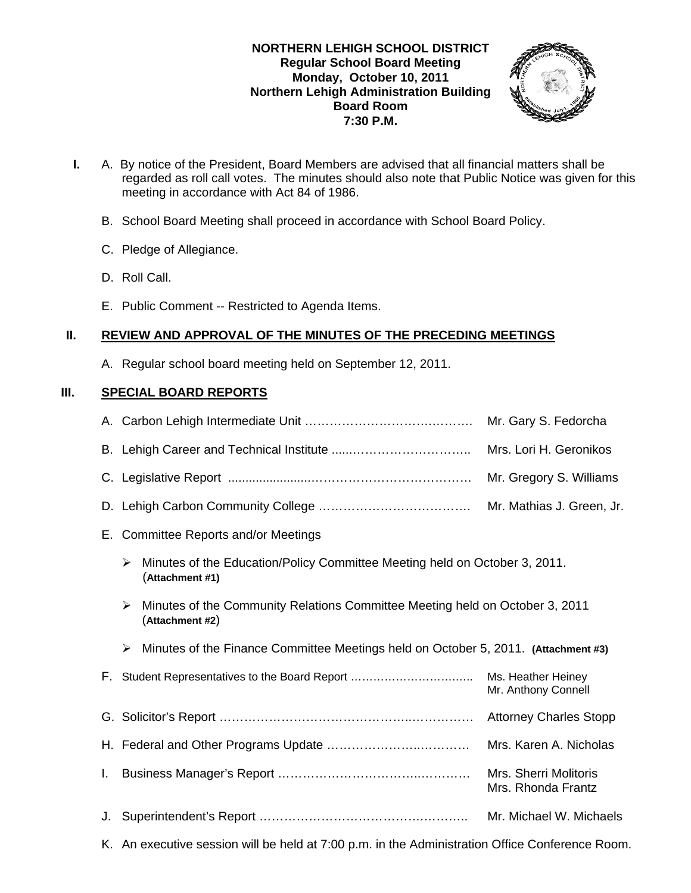**NORTHERN LEHIGH SCHOOL DISTRICT**
**Regular School Board Meeting**
**Monday, October 10, 2011**
**Northern Lehigh Administration Building**
**Board Room**
**7:30 P.M.**

**I.** A. By notice of the President, Board Members are advised that all financial matters shall be regarded as roll call votes. The minutes should also note that Public Notice was given for this meeting in accordance with Act 84 of 1986.

B. School Board Meeting shall proceed in accordance with School Board Policy.

C. Pledge of Allegiance.

D. Roll Call.

E. Public Comment -- Restricted to Agenda Items.

## II. REVIEW AND APPROVAL OF THE MINUTES OF THE PRECEDING MEETINGS

A. Regular school board meeting held on September 12, 2011.

## III. SPECIAL BOARD REPORTS

A. Carbon Lehigh Intermediate Unit …………………………………… Mr. Gary S. Fedorcha

B. Lehigh Career and Technical Institute ......………………………….. Mrs. Lori H. Geronikos

C. Legislative Report .......................……………………………… Mr. Gregory S. Williams

D. Lehigh Carbon Community College ………………………………. Mr. Mathias J. Green, Jr.

E. Committee Reports and/or Meetings

- Minutes of the Education/Policy Committee Meeting held on October 3, 2011. (**Attachment #1)**
- Minutes of the Community Relations Committee Meeting held on October 3, 2011 (**Attachment #2**)
- Minutes of the Finance Committee Meetings held on October 5, 2011. **(Attachment #3)**

F. Student Representatives to the Board Report ………………………….. Ms. Heather Heiney, Mr. Anthony Connell

G. Solicitor's Report …………………………………………..…………. Attorney Charles Stopp

H. Federal and Other Programs Update ……………………..………… Mrs. Karen A. Nicholas

I. Business Manager's Report ……………………………..………… Mrs. Sherri Molitoris, Mrs. Rhonda Frantz

J. Superintendent's Report …………………………………….……….. Mr. Michael W. Michaels

K. An executive session will be held at 7:00 p.m. in the Administration Office Conference Room.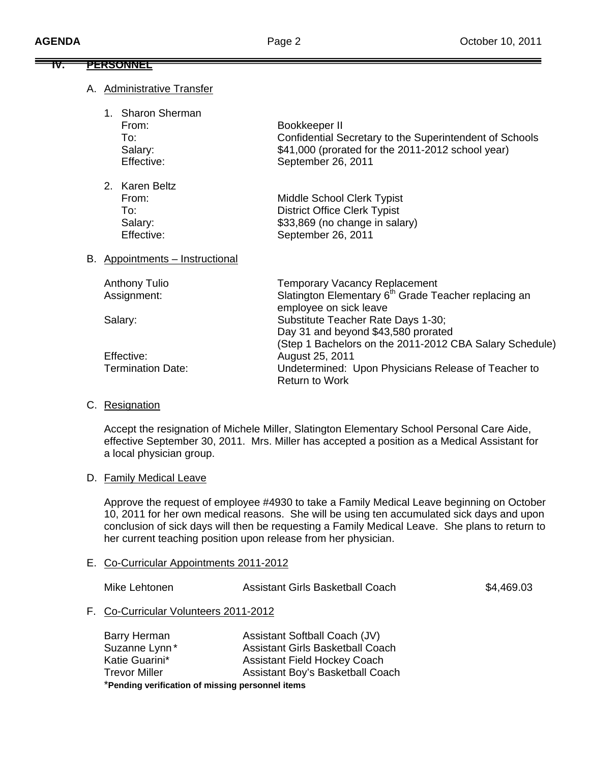## IV. PERSONNEL

A. Administrative Transfer

1. Sharon Sherman

| | |
|---|---|
| From: | Bookkeeper II |
| To: | Confidential Secretary to the Superintendent of Schools |
| Salary: | $41,000 (prorated for the 2011-2012 school year) |
| Effective: | September 26, 2011 |

2. Karen Beltz

| | |
|---|---|
| From: | Middle School Clerk Typist |
| To: | District Office Clerk Typist |
| Salary: | $33,869 (no change in salary) |
| Effective: | September 26, 2011 |

B. Appointments – Instructional

| | |
|---|---|
| Anthony Tulio | Temporary Vacancy Replacement |
| Assignment: | Slatington Elementary 6th Grade Teacher replacing an employee on sick leave |
| Salary: | Substitute Teacher Rate Days 1-30; Day 31 and beyond $43,580 prorated (Step 1 Bachelors on the 2011-2012 CBA Salary Schedule) |
| Effective: | August 25, 2011 |
| Termination Date: | Undetermined: Upon Physicians Release of Teacher to Return to Work |

C. Resignation

Accept the resignation of Michele Miller, Slatington Elementary School Personal Care Aide, effective September 30, 2011. Mrs. Miller has accepted a position as a Medical Assistant for a local physician group.

D. Family Medical Leave

Approve the request of employee #4930 to take a Family Medical Leave beginning on October 10, 2011 for her own medical reasons. She will be using ten accumulated sick days and upon conclusion of sick days will then be requesting a Family Medical Leave. She plans to return to her current teaching position upon release from her physician.

E. Co-Curricular Appointments 2011-2012

| | | |
|---|---|---|
| Mike Lehtonen | Assistant Girls Basketball Coach | $4,469.03 |

F. Co-Curricular Volunteers 2011-2012

| | |
|---|---|
| Barry Herman | Assistant Softball Coach (JV) |
| Suzanne Lynn* | Assistant Girls Basketball Coach |
| Katie Guarini* | Assistant Field Hockey Coach |
| Trevor Miller | Assistant Boy's Basketball Coach |

***Pending verification of missing personnel items**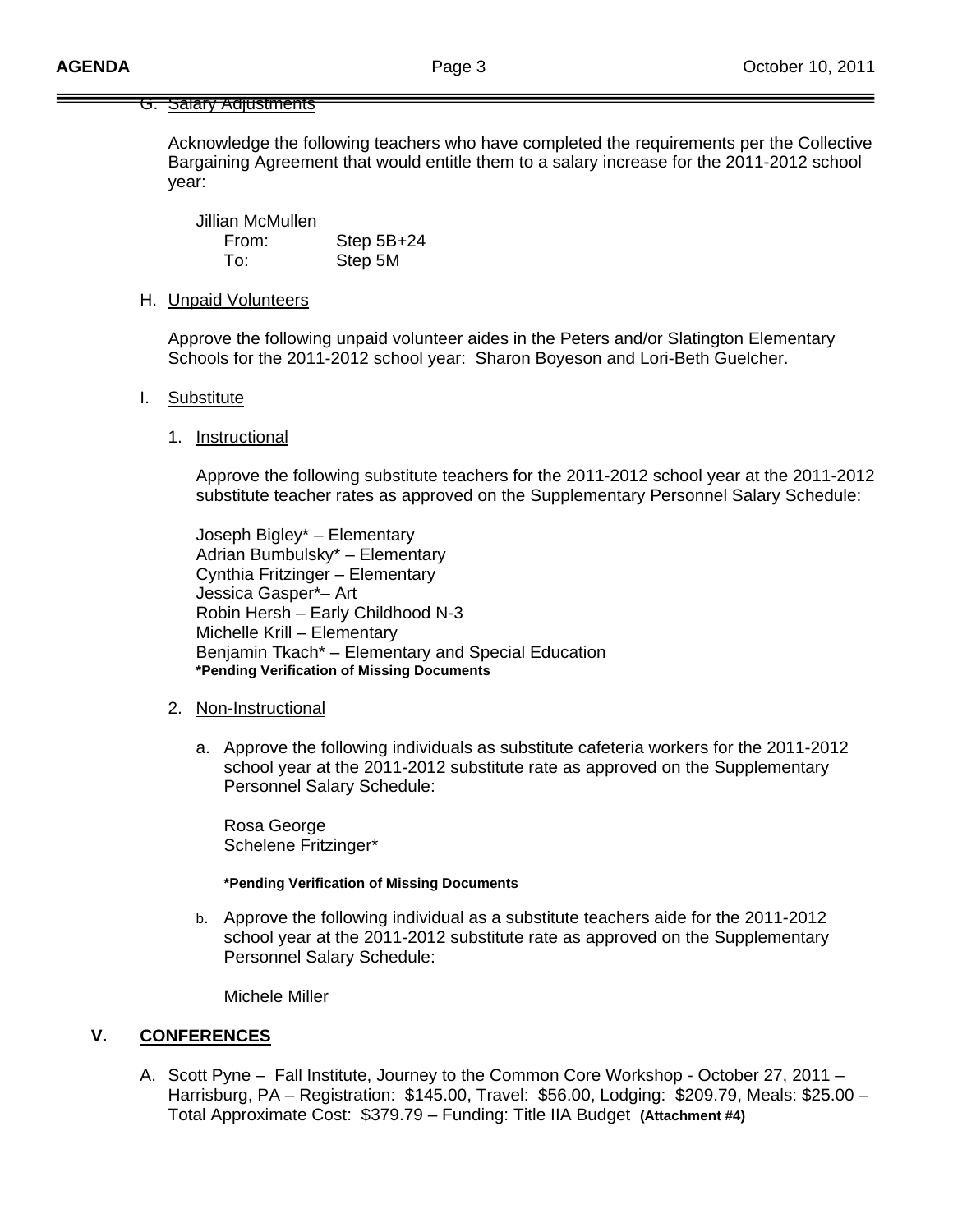G. Salary Adjustments

Acknowledge the following teachers who have completed the requirements per the Collective Bargaining Agreement that would entitle them to a salary increase for the 2011-2012 school year:

Jillian McMullen
From: Step 5B+24
To: Step 5M

H. Unpaid Volunteers

Approve the following unpaid volunteer aides in the Peters and/or Slatington Elementary Schools for the 2011-2012 school year: Sharon Boyeson and Lori-Beth Guelcher.

I. Substitute

1. Instructional

Approve the following substitute teachers for the 2011-2012 school year at the 2011-2012 substitute teacher rates as approved on the Supplementary Personnel Salary Schedule:

Joseph Bigley* – Elementary
Adrian Bumbulsky* – Elementary
Cynthia Fritzinger – Elementary
Jessica Gasper*– Art
Robin Hersh – Early Childhood N-3
Michelle Krill – Elementary
Benjamin Tkach* – Elementary and Special Education
**\*Pending Verification of Missing Documents**

2. Non-Instructional

a. Approve the following individuals as substitute cafeteria workers for the 2011-2012 school year at the 2011-2012 substitute rate as approved on the Supplementary Personnel Salary Schedule:

Rosa George
Schelene Fritzinger*

**\*Pending Verification of Missing Documents**

b. Approve the following individual as a substitute teachers aide for the 2011-2012 school year at the 2011-2012 substitute rate as approved on the Supplementary Personnel Salary Schedule:

Michele Miller

## V. CONFERENCES

A. Scott Pyne – Fall Institute, Journey to the Common Core Workshop - October 27, 2011 – Harrisburg, PA – Registration: $145.00, Travel: $56.00, Lodging: $209.79, Meals: $25.00 – Total Approximate Cost: $379.79 – Funding: Title IIA Budget **(Attachment #4)**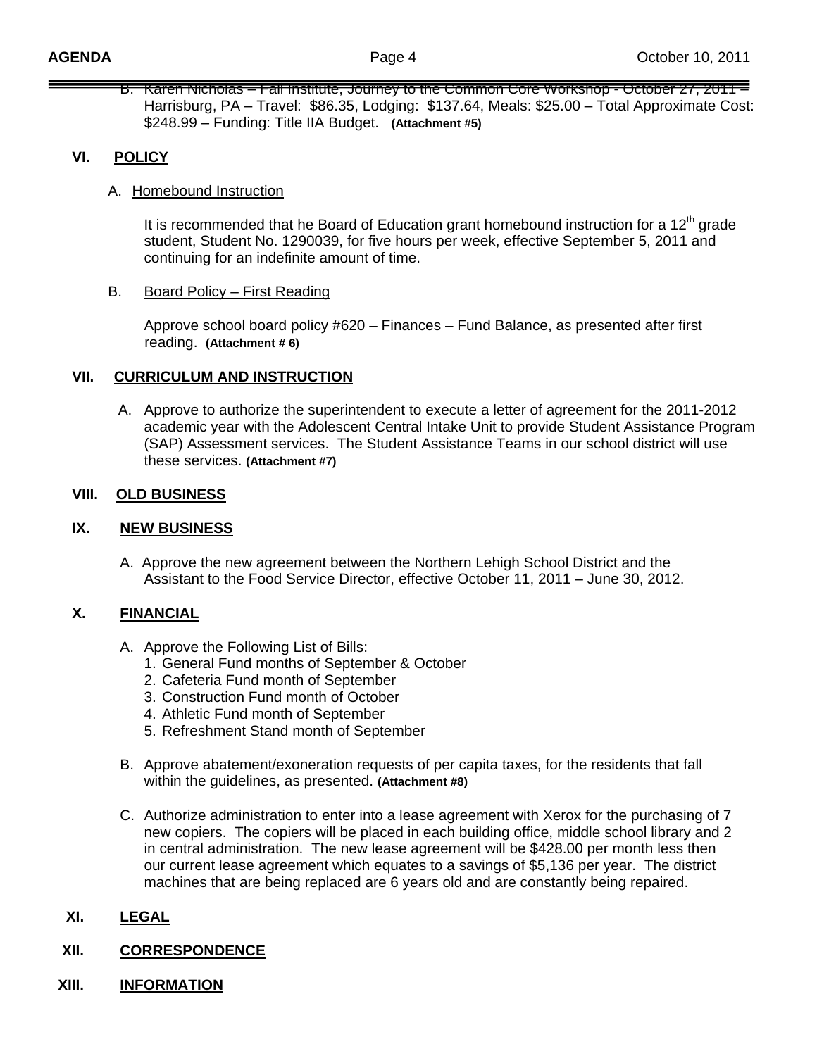B. Karen Nicholas – Fall Institute, Journey to the Common Core Workshop - October 27, 2011 – Harrisburg, PA – Travel: $86.35, Lodging: $137.64, Meals: $25.00 – Total Approximate Cost: $248.99 – Funding: Title IIA Budget. **(Attachment #5)**

## VI. POLICY

A. Homebound Instruction

It is recommended that he Board of Education grant homebound instruction for a 12th grade student, Student No. 1290039, for five hours per week, effective September 5, 2011 and continuing for an indefinite amount of time.

B. Board Policy – First Reading

Approve school board policy #620 – Finances – Fund Balance, as presented after first reading. **(Attachment # 6)**

## VII. CURRICULUM AND INSTRUCTION

A. Approve to authorize the superintendent to execute a letter of agreement for the 2011-2012 academic year with the Adolescent Central Intake Unit to provide Student Assistance Program (SAP) Assessment services. The Student Assistance Teams in our school district will use these services. **(Attachment #7)**

## VIII. OLD BUSINESS

## IX. NEW BUSINESS

A. Approve the new agreement between the Northern Lehigh School District and the Assistant to the Food Service Director, effective October 11, 2011 – June 30, 2012.

## X. FINANCIAL

A. Approve the Following List of Bills:
   1. General Fund months of September & October
   2. Cafeteria Fund month of September
   3. Construction Fund month of October
   4. Athletic Fund month of September
   5. Refreshment Stand month of September

B. Approve abatement/exoneration requests of per capita taxes, for the residents that fall within the guidelines, as presented. **(Attachment #8)**

C. Authorize administration to enter into a lease agreement with Xerox for the purchasing of 7 new copiers. The copiers will be placed in each building office, middle school library and 2 in central administration. The new lease agreement will be $428.00 per month less then our current lease agreement which equates to a savings of $5,136 per year. The district machines that are being replaced are 6 years old and are constantly being repaired.

## XI. LEGAL

## XII. CORRESPONDENCE

## XIII. INFORMATION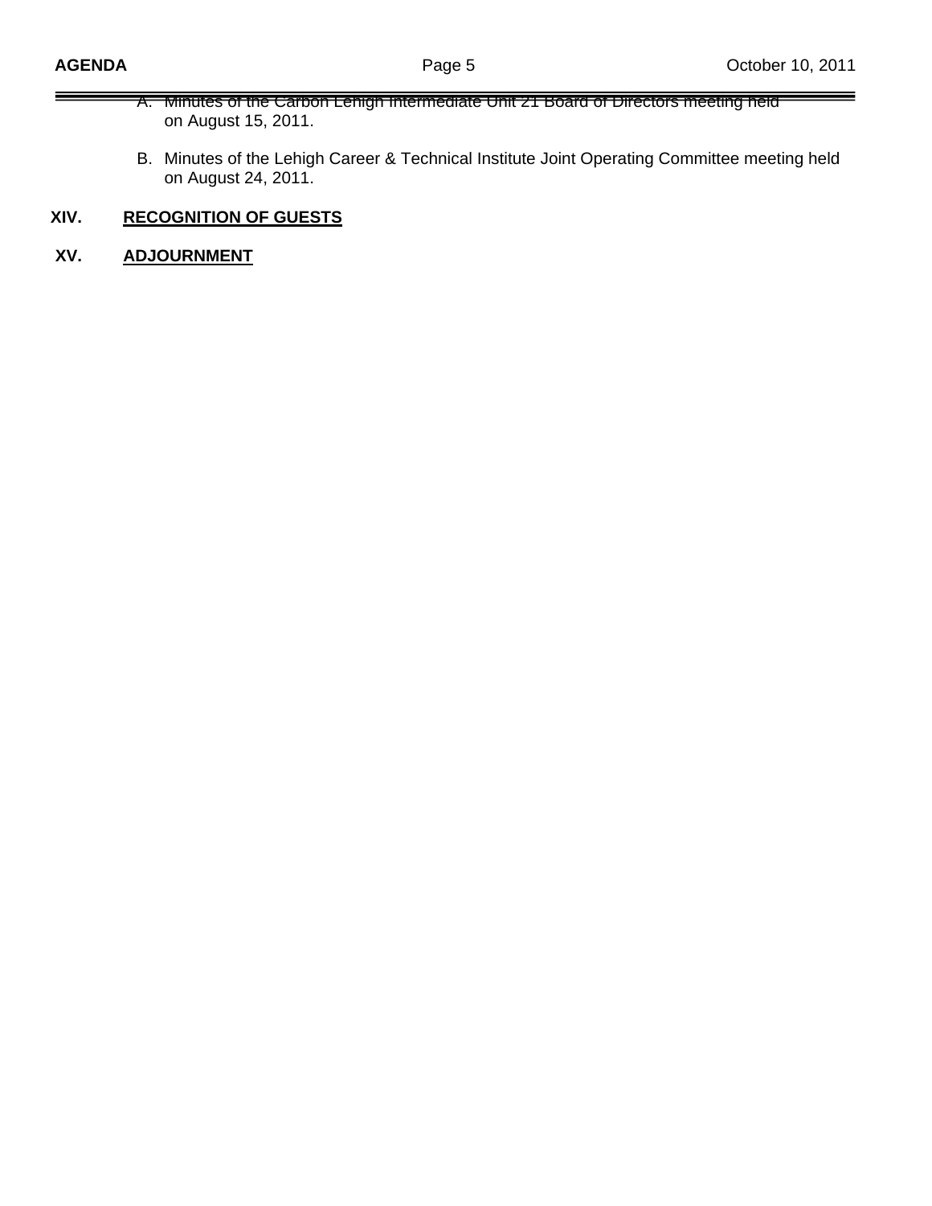A. Minutes of the Carbon Lehigh Intermediate Unit 21 Board of Directors meeting held on August 15, 2011.

B. Minutes of the Lehigh Career & Technical Institute Joint Operating Committee meeting held on August 24, 2011.

**XIV. RECOGNITION OF GUESTS**

**XV. ADJOURNMENT**